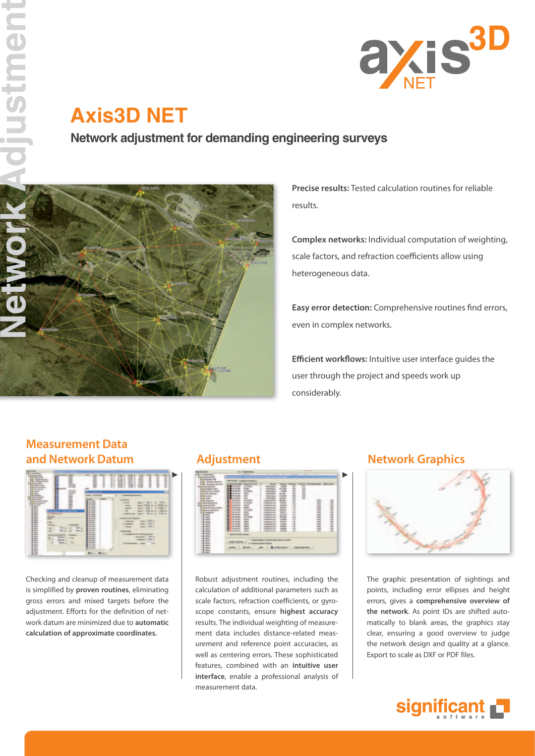# Axis3D NET

## Network adjustment for demanding engineering surveys

**Precise results:** Tested calculation routines for reliable results.

**Complex networks:** Individual computation of weighting, scale factors, and refraction coefficients allow using heterogeneous data.

**Easy error detection:** Comprehensive routines find errors, even in complex networks.

**Efficient workflows:** Intuitive user interface guides the user through the project and speeds work up considerably.

## Measurement Data and Network Datum

Checking and cleanup of measurement data is simplified by **proven routines**, eliminating gross errors and mixed targets before the adjustment. Efforts for the definition of network datum are minimized due to **automatic calculation of approximate coordinates.**

## Adjustment

Robust adjustment routines, including the calculation of additional parameters such as scale factors, refraction coefficients, or gyroscope constants, ensure **highest accuracy** results. The individual weighting of measurement data includes distance-related measurement and reference point accuracies, as well as centering errors. These sophisticated features, combined with an **intuitive user interface**, enable a professional analysis of measurement data.

## Network Graphics

The graphic presentation of sightings and points, including error ellipses and height errors, gives a **comprehensive overview of the network**. As point IDs are shifted automatically to blank areas, the graphics stay clear, ensuring a good overview to judge the network design and quality at a glance. Export to scale as DXF or PDF files.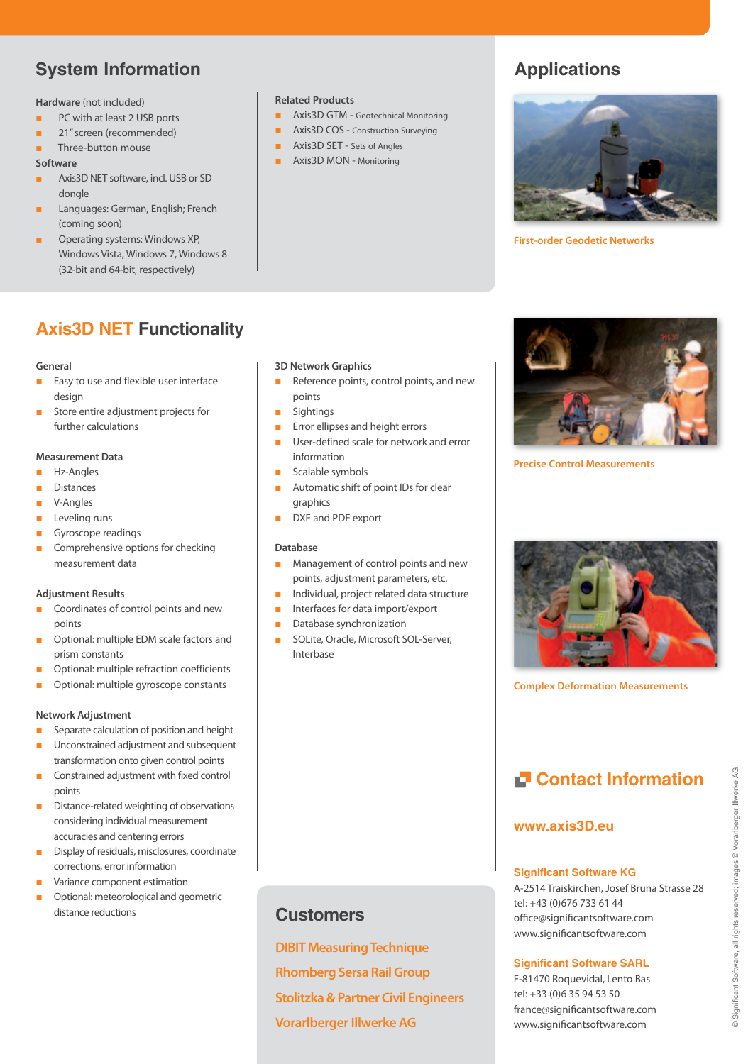## System Information

**Hardware** (not included)

- PC with at least 2 USB ports
- 21" screen (recommended)
- Three-button mouse

**Software**

- Axis3D NET software, incl. USB or SD dongle
- Languages: German, English; French (coming soon)
- Operating systems: Windows XP, Windows Vista, Windows 7, Windows 8 (32-bit and 64-bit, respectively)

**Related Products**

- Axis3D GTM - Geotechnical Monitoring
- Axis3D COS - Construction Surveying
- Axis3D SET - Sets of Angles
- Axis3D MON - Monitoring

## Axis3D NET Functionality

**General**

- Easy to use and flexible user interface design
- Store entire adjustment projects for further calculations

**Measurement Data**

- Hz-Angles
- Distances
- V-Angles
- Leveling runs
- Gyroscope readings
- Comprehensive options for checking measurement data

**Adjustment Results**

- Coordinates of control points and new points
- Optional: multiple EDM scale factors and prism constants
- Optional: multiple refraction coefficients
- Optional: multiple gyroscope constants

**Network Adjustment**

- Separate calculation of position and height
- Unconstrained adjustment and subsequent transformation onto given control points
- Constrained adjustment with fixed control points
- Distance-related weighting of observations considering individual measurement accuracies and centering errors
- Display of residuals, misclosures, coordinate corrections, error information
- Variance component estimation
- Optional: meteorological and geometric distance reductions

**3D Network Graphics**

- Reference points, control points, and new points
- Sightings
- Error ellipses and height errors
- User-defined scale for network and error information
- Scalable symbols
- Automatic shift of point IDs for clear graphics
- DXF and PDF export

**Database**

- Management of control points and new points, adjustment parameters, etc.
- Individual, project related data structure
- Interfaces for data import/export
- Database synchronization
- SQLite, Oracle, Microsoft SQL-Server, Interbase

## Customers

DIBIT Measuring Technique

Rhomberg Sersa Rail Group

Stolitzka & Partner Civil Engineers

Vorarlberger Illwerke AG

## Applications

First-order Geodetic Networks

Precise Control Measurements

Complex Deformation Measurements

## Contact Information

**www.axis3D.eu**

**Significant Software KG**
A-2514 Traiskirchen, Josef Bruna Strasse 28
tel: +43 (0)676 733 61 44
office@significantsoftware.com
www.significantsoftware.com

**Significant Software SARL**
F-81470 Roquevidal, Lento Bas
tel: +33 (0)6 35 94 53 50
france@significantsoftware.com
www.significantsoftware.com

© Significant Software, all rights reserved; images © Vorarlberger Illwerke AG